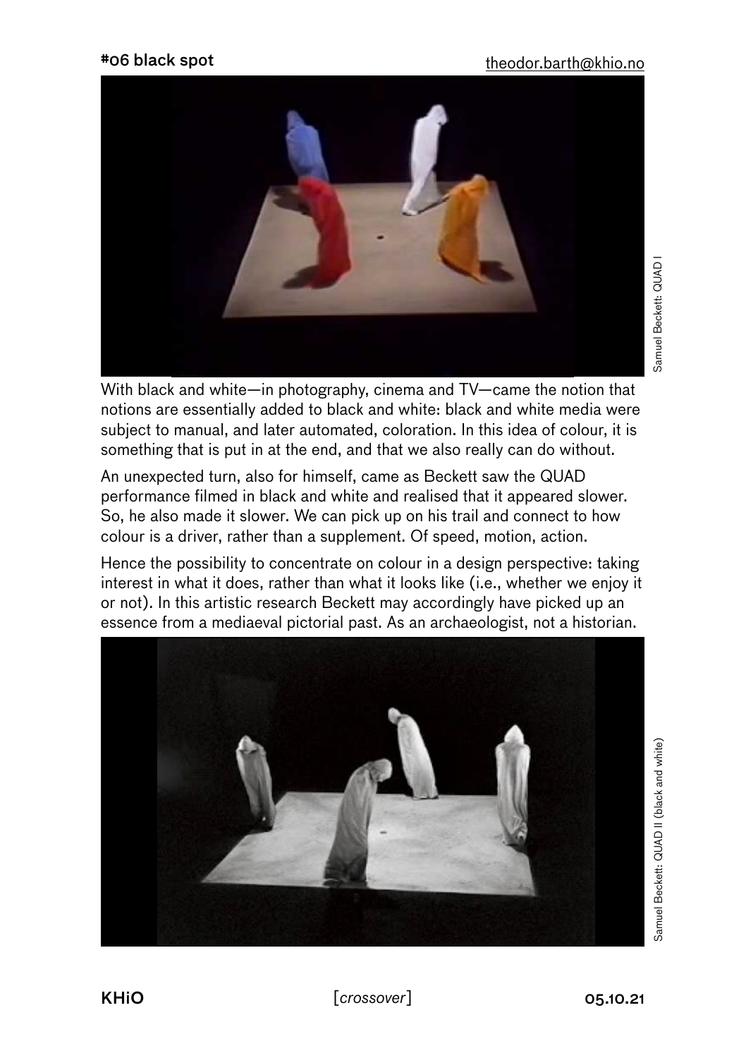# #06 black spot

theodor.barth@khio.no

Samuel Beckett: QUAD I

With black and white—in photography, cinema and TV—came the notion that notions are essentially added to black and white: black and white media were subject to manual, and later automated, coloration. In this idea of colour, it is something that is put in at the end, and that we also really can do without.

An unexpected turn, also for himself, came as Beckett saw the QUAD performance filmed in black and white and realised that it appeared slower. So, he also made it slower. We can pick up on his trail and connect to how colour is a driver, rather than a supplement. Of speed, motion, action.

Hence the possibility to concentrate on colour in a design perspective: taking interest in what it does, rather than what it looks like (i.e., whether we enjoy it or not). In this artistic research Beckett may accordingly have picked up an essence from a mediaeval pictorial past. As an archaeologist, not a historian.

Samuel Beckett: QUAD II (black and white)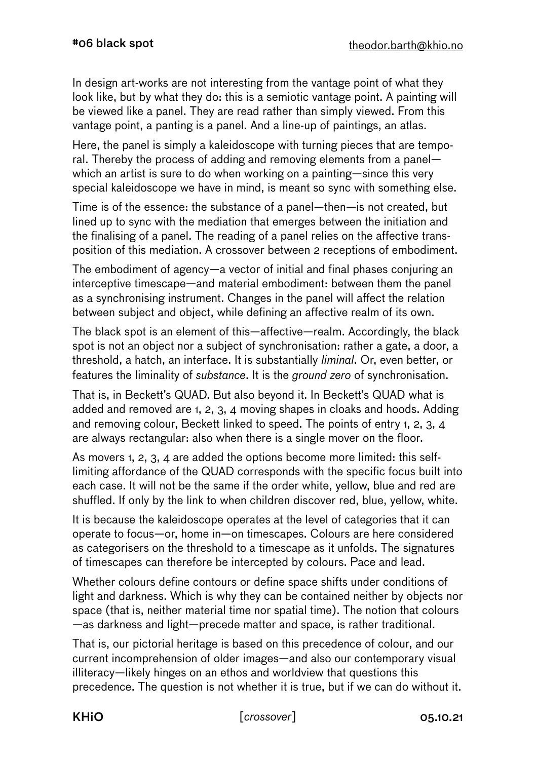# #06 black spot

theodor.barth@khio.no

In design art-works are not interesting from the vantage point of what they look like, but by what they do: this is a semiotic vantage point. A painting will be viewed like a panel. They are read rather than simply viewed. From this vantage point, a panting is a panel. And a line-up of paintings, an atlas.

Here, the panel is simply a kaleidoscope with turning pieces that are temporal. Thereby the process of adding and removing elements from a panel—which an artist is sure to do when working on a painting—since this very special kaleidoscope we have in mind, is meant so sync with something else.

Time is of the essence: the substance of a panel—then—is not created, but lined up to sync with the mediation that emerges between the initiation and the finalising of a panel. The reading of a panel relies on the affective transposition of this mediation. A crossover between 2 receptions of embodiment.

The embodiment of agency—a vector of initial and final phases conjuring an interceptive timescape—and material embodiment: between them the panel as a synchronising instrument. Changes in the panel will affect the relation between subject and object, while defining an affective realm of its own.

The black spot is an element of this—affective—realm. Accordingly, the black spot is not an object nor a subject of synchronisation: rather a gate, a door, a threshold, a hatch, an interface. It is substantially *liminal*. Or, even better, or features the liminality of *substance*. It is the *ground zero* of synchronisation.

That is, in Beckett's QUAD. But also beyond it. In Beckett's QUAD what is added and removed are 1, 2, 3, 4 moving shapes in cloaks and hoods. Adding and removing colour, Beckett linked to speed. The points of entry 1, 2, 3, 4 are always rectangular: also when there is a single mover on the floor.

As movers 1, 2, 3, 4 are added the options become more limited: this self-limiting affordance of the QUAD corresponds with the specific focus built into each case. It will not be the same if the order white, yellow, blue and red are shuffled. If only by the link to when children discover red, blue, yellow, white.

It is because the kaleidoscope operates at the level of categories that it can operate to focus—or, home in—on timescapes. Colours are here considered as categorisers on the threshold to a timescape as it unfolds. The signatures of timescapes can therefore be intercepted by colours. Pace and lead.

Whether colours define contours or define space shifts under conditions of light and darkness. Which is why they can be contained neither by objects nor space (that is, neither material time nor spatial time). The notion that colours—as darkness and light—precede matter and space, is rather traditional.

That is, our pictorial heritage is based on this precedence of colour, and our current incomprehension of older images—and also our contemporary visual illiteracy—likely hinges on an ethos and worldview that questions this precedence. The question is not whether it is true, but if we can do without it.

KHiO [*crossover*] 05.10.21